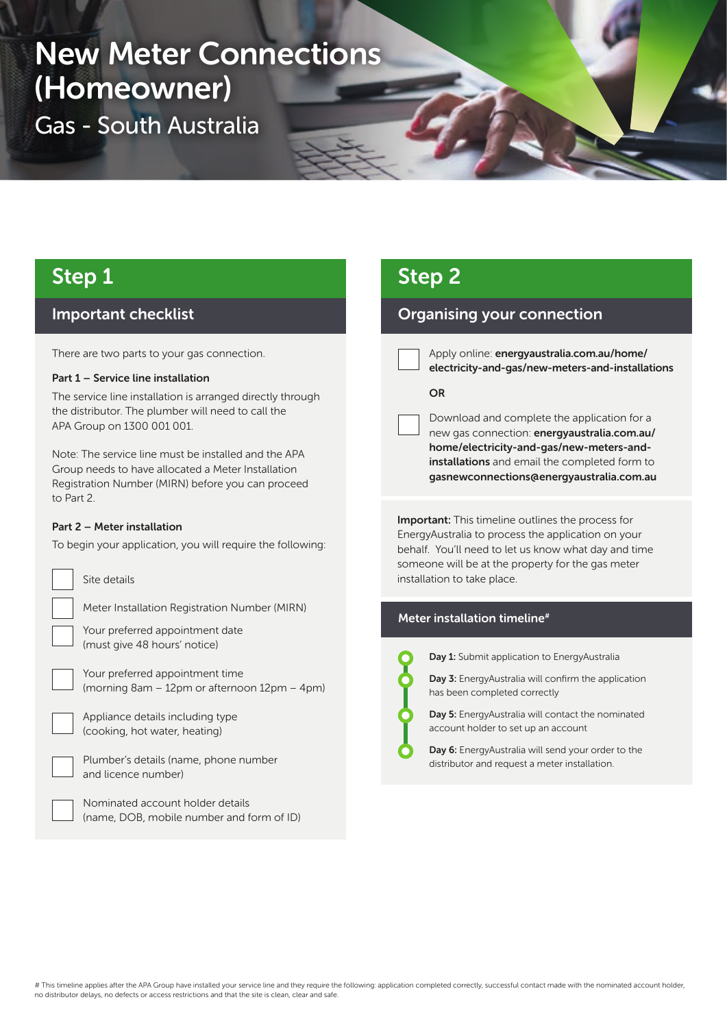# New Meter Connections (Homeowner)

## Gas - South Australia

## Step 1

### Important checklist

There are two parts to your gas connection.

**Part 1 – Service line installation**

The service line installation is arranged directly through the distributor. The plumber will need to call the APA Group on 1300 001 001.

Note: The service line must be installed and the APA Group needs to have allocated a Meter Installation Registration Number (MIRN) before you can proceed to Part 2.

**Part 2 – Meter installation**

To begin your application, you will require the following:

- [ ] Site details
- [ ] Meter Installation Registration Number (MIRN)
- [ ] Your preferred appointment date (must give 48 hours' notice)
- [ ] Your preferred appointment time (morning 8am – 12pm or afternoon 12pm – 4pm)
- [ ] Appliance details including type (cooking, hot water, heating)
- [ ] Plumber's details (name, phone number and licence number)
- [ ] Nominated account holder details (name, DOB, mobile number and form of ID)

## Step 2

### Organising your connection

- [ ] Apply online: **energyaustralia.com.au/home/electricity-and-gas/new-meters-and-installations**

**OR**

- [ ] Download and complete the application for a new gas connection: **energyaustralia.com.au/home/electricity-and-gas/new-meters-and-installations** and email the completed form to **gasnewconnections@energyaustralia.com.au**

**Important:** This timeline outlines the process for EnergyAustralia to process the application on your behalf. You'll need to let us know what day and time someone will be at the property for the gas meter installation to take place.

### Meter installation timeline#

- **Day 1:** Submit application to EnergyAustralia
- **Day 3:** EnergyAustralia will confirm the application has been completed correctly
- **Day 5:** EnergyAustralia will contact the nominated account holder to set up an account
- **Day 6:** EnergyAustralia will send your order to the distributor and request a meter installation.

# This timeline applies after the APA Group have installed your service line and they require the following: application completed correctly, successful contact made with the nominated account holder, no distributor delays, no defects or access restrictions and that the site is clean, clear and safe.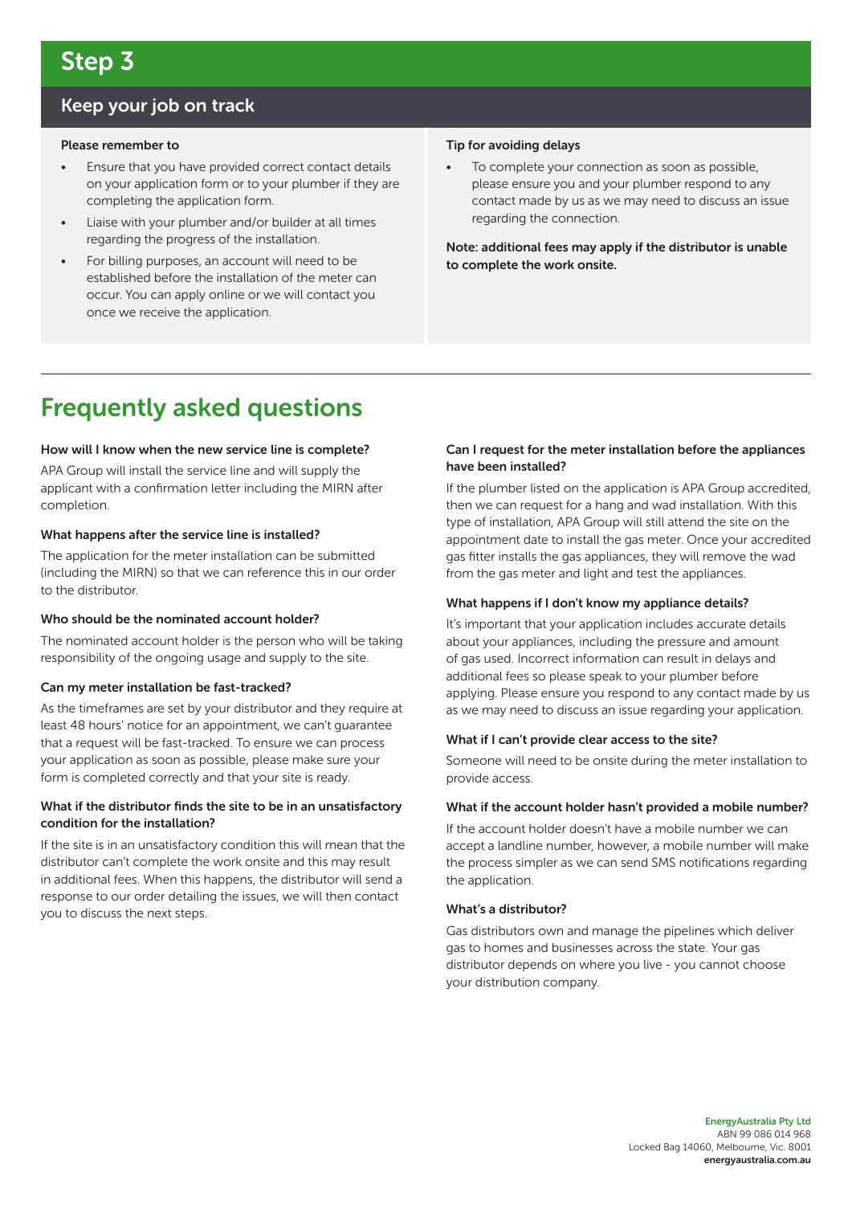# Step 3

## Keep your job on track

**Please remember to**

- Ensure that you have provided correct contact details on your application form or to your plumber if they are completing the application form.
- Liaise with your plumber and/or builder at all times regarding the progress of the installation.
- For billing purposes, an account will need to be established before the installation of the meter can occur. You can apply online or we will contact you once we receive the application.

**Tip for avoiding delays**

- To complete your connection as soon as possible, please ensure you and your plumber respond to any contact made by us as we may need to discuss an issue regarding the connection.

**Note: additional fees may apply if the distributor is unable to complete the work onsite.**

---

# Frequently asked questions

**How will I know when the new service line is complete?**

APA Group will install the service line and will supply the applicant with a confirmation letter including the MIRN after completion.

**What happens after the service line is installed?**

The application for the meter installation can be submitted (including the MIRN) so that we can reference this in our order to the distributor.

**Who should be the nominated account holder?**

The nominated account holder is the person who will be taking responsibility of the ongoing usage and supply to the site.

**Can my meter installation be fast-tracked?**

As the timeframes are set by your distributor and they require at least 48 hours' notice for an appointment, we can't guarantee that a request will be fast-tracked. To ensure we can process your application as soon as possible, please make sure your form is completed correctly and that your site is ready.

**What if the distributor finds the site to be in an unsatisfactory condition for the installation?**

If the site is in an unsatisfactory condition this will mean that the distributor can't complete the work onsite and this may result in additional fees. When this happens, the distributor will send a response to our order detailing the issues, we will then contact you to discuss the next steps.

**Can I request for the meter installation before the appliances have been installed?**

If the plumber listed on the application is APA Group accredited, then we can request for a hang and wad installation. With this type of installation, APA Group will still attend the site on the appointment date to install the gas meter. Once your accredited gas fitter installs the gas appliances, they will remove the wad from the gas meter and light and test the appliances.

**What happens if I don't know my appliance details?**

It's important that your application includes accurate details about your appliances, including the pressure and amount of gas used. Incorrect information can result in delays and additional fees so please speak to your plumber before applying. Please ensure you respond to any contact made by us as we may need to discuss an issue regarding your application.

**What if I can't provide clear access to the site?**

Someone will need to be onsite during the meter installation to provide access.

**What if the account holder hasn't provided a mobile number?**

If the account holder doesn't have a mobile number we can accept a landline number, however, a mobile number will make the process simpler as we can send SMS notifications regarding the application.

**What's a distributor?**

Gas distributors own and manage the pipelines which deliver gas to homes and businesses across the state. Your gas distributor depends on where you live - you cannot choose your distribution company.

**EnergyAustralia Pty Ltd**
ABN 99 086 014 968
Locked Bag 14060, Melbourne, Vic. 8001
**energyaustralia.com.au**